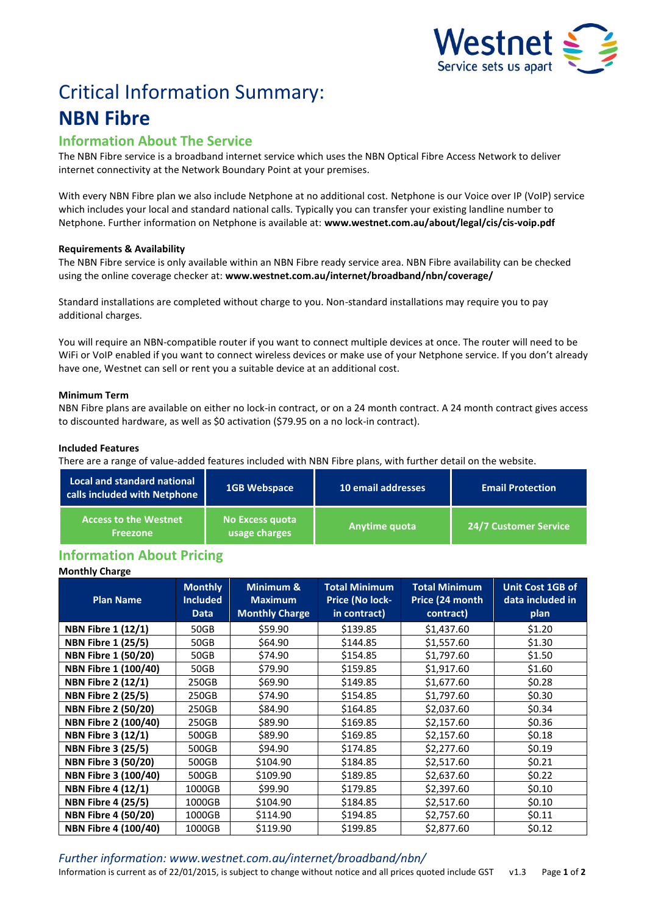# Critical Information Summary:

# NBN Fibre

## Information About The Service

The NBN Fibre service is a broadband internet service which uses the NBN Optical Fibre Access Network to deliver internet connectivity at the Network Boundary Point at your premises.

With every NBN Fibre plan we also include Netphone at no additional cost. Netphone is our Voice over IP (VoIP) service which includes your local and standard national calls. Typically you can transfer your existing landline number to Netphone. Further information on Netphone is available at: **www.westnet.com.au/about/legal/cis/cis-voip.pdf**

**Requirements & Availability**

The NBN Fibre service is only available within an NBN Fibre ready service area. NBN Fibre availability can be checked using the online coverage checker at: **www.westnet.com.au/internet/broadband/nbn/coverage/**

Standard installations are completed without charge to you. Non-standard installations may require you to pay additional charges.

You will require an NBN-compatible router if you want to connect multiple devices at once. The router will need to be WiFi or VoIP enabled if you want to connect wireless devices or make use of your Netphone service. If you don't already have one, Westnet can sell or rent you a suitable device at an additional cost.

**Minimum Term**

NBN Fibre plans are available on either no lock-in contract, or on a 24 month contract. A 24 month contract gives access to discounted hardware, as well as $0 activation ($79.95 on a no lock-in contract).

**Included Features**

There are a range of value-added features included with NBN Fibre plans, with further detail on the website.

| Local and standard national calls included with Netphone | 1GB Webspace | 10 email addresses | Email Protection |
|---|---|---|---|
| Access to the Westnet Freezone | No Excess quota usage charges | Anytime quota | 24/7 Customer Service |

## Information About Pricing

**Monthly Charge**

| Plan Name | Monthly Included Data | Minimum & Maximum Monthly Charge | Total Minimum Price (No lock-in contract) | Total Minimum Price (24 month contract) | Unit Cost 1GB of data included in plan |
|---|---|---|---|---|---|
| **NBN Fibre 1 (12/1)** | 50GB | $59.90 | $139.85 | $1,437.60 | $1.20 |
| **NBN Fibre 1 (25/5)** | 50GB | $64.90 | $144.85 | $1,557.60 | $1.30 |
| **NBN Fibre 1 (50/20)** | 50GB | $74.90 | $154.85 | $1,797.60 | $1.50 |
| **NBN Fibre 1 (100/40)** | 50GB | $79.90 | $159.85 | $1,917.60 | $1.60 |
| **NBN Fibre 2 (12/1)** | 250GB | $69.90 | $149.85 | $1,677.60 | $0.28 |
| **NBN Fibre 2 (25/5)** | 250GB | $74.90 | $154.85 | $1,797.60 | $0.30 |
| **NBN Fibre 2 (50/20)** | 250GB | $84.90 | $164.85 | $2,037.60 | $0.34 |
| **NBN Fibre 2 (100/40)** | 250GB | $89.90 | $169.85 | $2,157.60 | $0.36 |
| **NBN Fibre 3 (12/1)** | 500GB | $89.90 | $169.85 | $2,157.60 | $0.18 |
| **NBN Fibre 3 (25/5)** | 500GB | $94.90 | $174.85 | $2,277.60 | $0.19 |
| **NBN Fibre 3 (50/20)** | 500GB | $104.90 | $184.85 | $2,517.60 | $0.21 |
| **NBN Fibre 3 (100/40)** | 500GB | $109.90 | $189.85 | $2,637.60 | $0.22 |
| **NBN Fibre 4 (12/1)** | 1000GB | $99.90 | $179.85 | $2,397.60 | $0.10 |
| **NBN Fibre 4 (25/5)** | 1000GB | $104.90 | $184.85 | $2,517.60 | $0.10 |
| **NBN Fibre 4 (50/20)** | 1000GB | $114.90 | $194.85 | $2,757.60 | $0.11 |
| **NBN Fibre 4 (100/40)** | 1000GB | $119.90 | $199.85 | $2,877.60 | $0.12 |

*Further information: www.westnet.com.au/internet/broadband/nbn/*

Information is current as of 22/01/2015, is subject to change without notice and all prices quoted include GST v1.3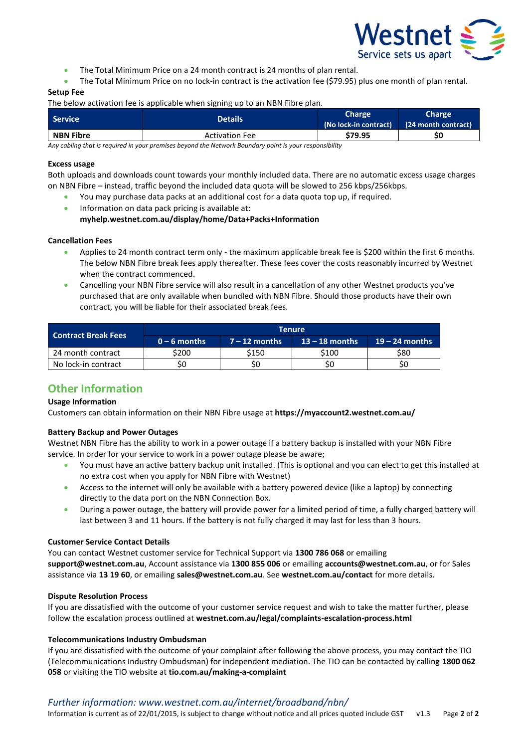- The Total Minimum Price on a 24 month contract is 24 months of plan rental.
- The Total Minimum Price on no lock-in contract is the activation fee ($79.95) plus one month of plan rental.

**Setup Fee**

The below activation fee is applicable when signing up to an NBN Fibre plan.

| Service | Details | Charge (No lock-in contract) | Charge (24 month contract) |
|---|---|---|---|
| **NBN Fibre** | Activation Fee | **$79.95** | **$0** |

*Any cabling that is required in your premises beyond the Network Boundary point is your responsibility*

**Excess usage**

Both uploads and downloads count towards your monthly included data. There are no automatic excess usage charges on NBN Fibre – instead, traffic beyond the included data quota will be slowed to 256 kbps/256kbps.

- You may purchase data packs at an additional cost for a data quota top up, if required.
- Information on data pack pricing is available at: **myhelp.westnet.com.au/display/home/Data+Packs+Information**

**Cancellation Fees**

- Applies to 24 month contract term only - the maximum applicable break fee is $200 within the first 6 months. The below NBN Fibre break fees apply thereafter. These fees cover the costs reasonably incurred by Westnet when the contract commenced.
- Cancelling your NBN Fibre service will also result in a cancellation of any other Westnet products you've purchased that are only available when bundled with NBN Fibre. Should those products have their own contract, you will be liable for their associated break fees.

| Contract Break Fees | Tenure | | | |
|---|---|---|---|---|
| | 0 – 6 months | 7 – 12 months | 13 – 18 months | 19 – 24 months |
| 24 month contract | $200 | $150 | $100 | $80 |
| No lock-in contract | $0 | $0 | $0 | $0 |

## Other Information

**Usage Information**

Customers can obtain information on their NBN Fibre usage at **https://myaccount2.westnet.com.au/**

**Battery Backup and Power Outages**

Westnet NBN Fibre has the ability to work in a power outage if a battery backup is installed with your NBN Fibre service. In order for your service to work in a power outage please be aware;

- You must have an active battery backup unit installed. (This is optional and you can elect to get this installed at no extra cost when you apply for NBN Fibre with Westnet)
- Access to the internet will only be available with a battery powered device (like a laptop) by connecting directly to the data port on the NBN Connection Box.
- During a power outage, the battery will provide power for a limited period of time, a fully charged battery will last between 3 and 11 hours. If the battery is not fully charged it may last for less than 3 hours.

**Customer Service Contact Details**

You can contact Westnet customer service for Technical Support via **1300 786 068** or emailing **support@westnet.com.au**, Account assistance via **1300 855 006** or emailing **accounts@westnet.com.au**, or for Sales assistance via **13 19 60**, or emailing **sales@westnet.com.au**. See **westnet.com.au/contact** for more details.

**Dispute Resolution Process**

If you are dissatisfied with the outcome of your customer service request and wish to take the matter further, please follow the escalation process outlined at **westnet.com.au/legal/complaints-escalation-process.html**

**Telecommunications Industry Ombudsman**

If you are dissatisfied with the outcome of your complaint after following the above process, you may contact the TIO (Telecommunications Industry Ombudsman) for independent mediation. The TIO can be contacted by calling **1800 062 058** or visiting the TIO website at **tio.com.au/making-a-complaint**

*Further information: www.westnet.com.au/internet/broadband/nbn/*

Information is current as of 22/01/2015, is subject to change without notice and all prices quoted include GST v1.3